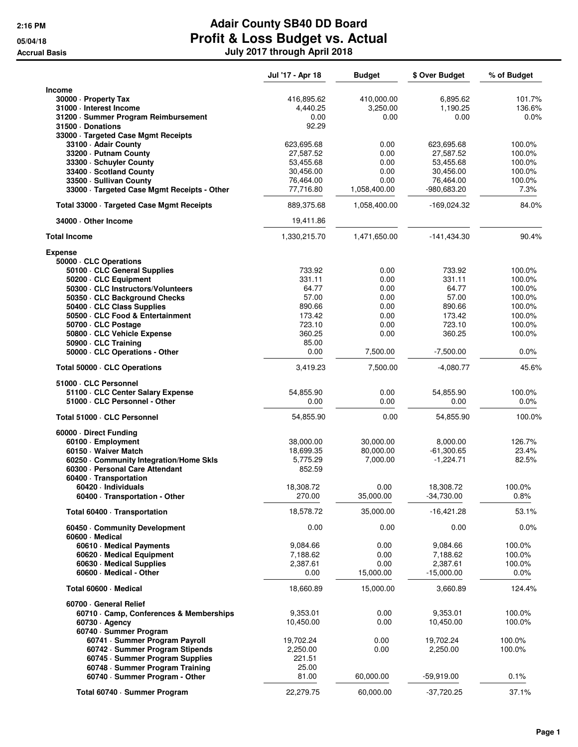# Adair County SB40 DD Board
## Profit & Loss Budget vs. Actual
### July 2017 through April 2018

2:16 PM
05/04/18
Accrual Basis

| | Jul '17 - Apr 18 | Budget | $ Over Budget | % of Budget |
|---|---|---|---|---|
| **Income** | | | | |
| 30000 · Property Tax | 416,895.62 | 410,000.00 | 6,895.62 | 101.7% |
| 31000 · Interest Income | 4,440.25 | 3,250.00 | 1,190.25 | 136.6% |
| 31200 · Summer Program Reimbursement | 0.00 | 0.00 | 0.00 | 0.0% |
| 31500 · Donations | 92.29 | | | |
| 33000 · Targeted Case Mgmt Receipts | | | | |
| 33100 · Adair County | 623,695.68 | 0.00 | 623,695.68 | 100.0% |
| 33200 · Putnam County | 27,587.52 | 0.00 | 27,587.52 | 100.0% |
| 33300 · Schuyler County | 53,455.68 | 0.00 | 53,455.68 | 100.0% |
| 33400 · Scotland County | 30,456.00 | 0.00 | 30,456.00 | 100.0% |
| 33500 · Sullivan County | 76,464.00 | 0.00 | 76,464.00 | 100.0% |
| 33000 · Targeted Case Mgmt Receipts - Other | 77,716.80 | 1,058,400.00 | -980,683.20 | 7.3% |
| Total 33000 · Targeted Case Mgmt Receipts | 889,375.68 | 1,058,400.00 | -169,024.32 | 84.0% |
| 34000 · Other Income | 19,411.86 | | | |
| **Total Income** | 1,330,215.70 | 1,471,650.00 | -141,434.30 | 90.4% |
| **Expense** | | | | |
| 50000 · CLC Operations | | | | |
| 50100 · CLC General Supplies | 733.92 | 0.00 | 733.92 | 100.0% |
| 50200 · CLC Equipment | 331.11 | 0.00 | 331.11 | 100.0% |
| 50300 · CLC Instructors/Volunteers | 64.77 | 0.00 | 64.77 | 100.0% |
| 50350 · CLC Background Checks | 57.00 | 0.00 | 57.00 | 100.0% |
| 50400 · CLC Class Supplies | 890.66 | 0.00 | 890.66 | 100.0% |
| 50500 · CLC Food & Entertainment | 173.42 | 0.00 | 173.42 | 100.0% |
| 50700 · CLC Postage | 723.10 | 0.00 | 723.10 | 100.0% |
| 50800 · CLC Vehicle Expense | 360.25 | 0.00 | 360.25 | 100.0% |
| 50900 · CLC Training | 85.00 | | | |
| 50000 · CLC Operations - Other | 0.00 | 7,500.00 | -7,500.00 | 0.0% |
| Total 50000 · CLC Operations | 3,419.23 | 7,500.00 | -4,080.77 | 45.6% |
| 51000 · CLC Personnel | | | | |
| 51100 · CLC Center Salary Expense | 54,855.90 | 0.00 | 54,855.90 | 100.0% |
| 51000 · CLC Personnel - Other | 0.00 | 0.00 | 0.00 | 0.0% |
| Total 51000 · CLC Personnel | 54,855.90 | 0.00 | 54,855.90 | 100.0% |
| 60000 · Direct Funding | | | | |
| 60100 · Employment | 38,000.00 | 30,000.00 | 8,000.00 | 126.7% |
| 60150 · Waiver Match | 18,699.35 | 80,000.00 | -61,300.65 | 23.4% |
| 60250 · Community Integration/Home Skls | 5,775.29 | 7,000.00 | -1,224.71 | 82.5% |
| 60300 · Personal Care Attendant | 852.59 | | | |
| 60400 · Transportation | | | | |
| 60420 · Individuals | 18,308.72 | 0.00 | 18,308.72 | 100.0% |
| 60400 · Transportation - Other | 270.00 | 35,000.00 | -34,730.00 | 0.8% |
| Total 60400 · Transportation | 18,578.72 | 35,000.00 | -16,421.28 | 53.1% |
| 60450 · Community Development | 0.00 | 0.00 | 0.00 | 0.0% |
| 60600 · Medical | | | | |
| 60610 · Medical Payments | 9,084.66 | 0.00 | 9,084.66 | 100.0% |
| 60620 · Medical Equipment | 7,188.62 | 0.00 | 7,188.62 | 100.0% |
| 60630 · Medical Supplies | 2,387.61 | 0.00 | 2,387.61 | 100.0% |
| 60600 · Medical - Other | 0.00 | 15,000.00 | -15,000.00 | 0.0% |
| Total 60600 · Medical | 18,660.89 | 15,000.00 | 3,660.89 | 124.4% |
| 60700 · General Relief | | | | |
| 60710 · Camp, Conferences & Memberships | 9,353.01 | 0.00 | 9,353.01 | 100.0% |
| 60730 · Agency | 10,450.00 | 0.00 | 10,450.00 | 100.0% |
| 60740 · Summer Program | | | | |
| 60741 · Summer Program Payroll | 19,702.24 | 0.00 | 19,702.24 | 100.0% |
| 60742 · Summer Program Stipends | 2,250.00 | 0.00 | 2,250.00 | 100.0% |
| 60745 · Summer Program Supplies | 221.51 | | | |
| 60748 · Summer Program Training | 25.00 | | | |
| 60740 · Summer Program - Other | 81.00 | 60,000.00 | -59,919.00 | 0.1% |
| Total 60740 · Summer Program | 22,279.75 | 60,000.00 | -37,720.25 | 37.1% |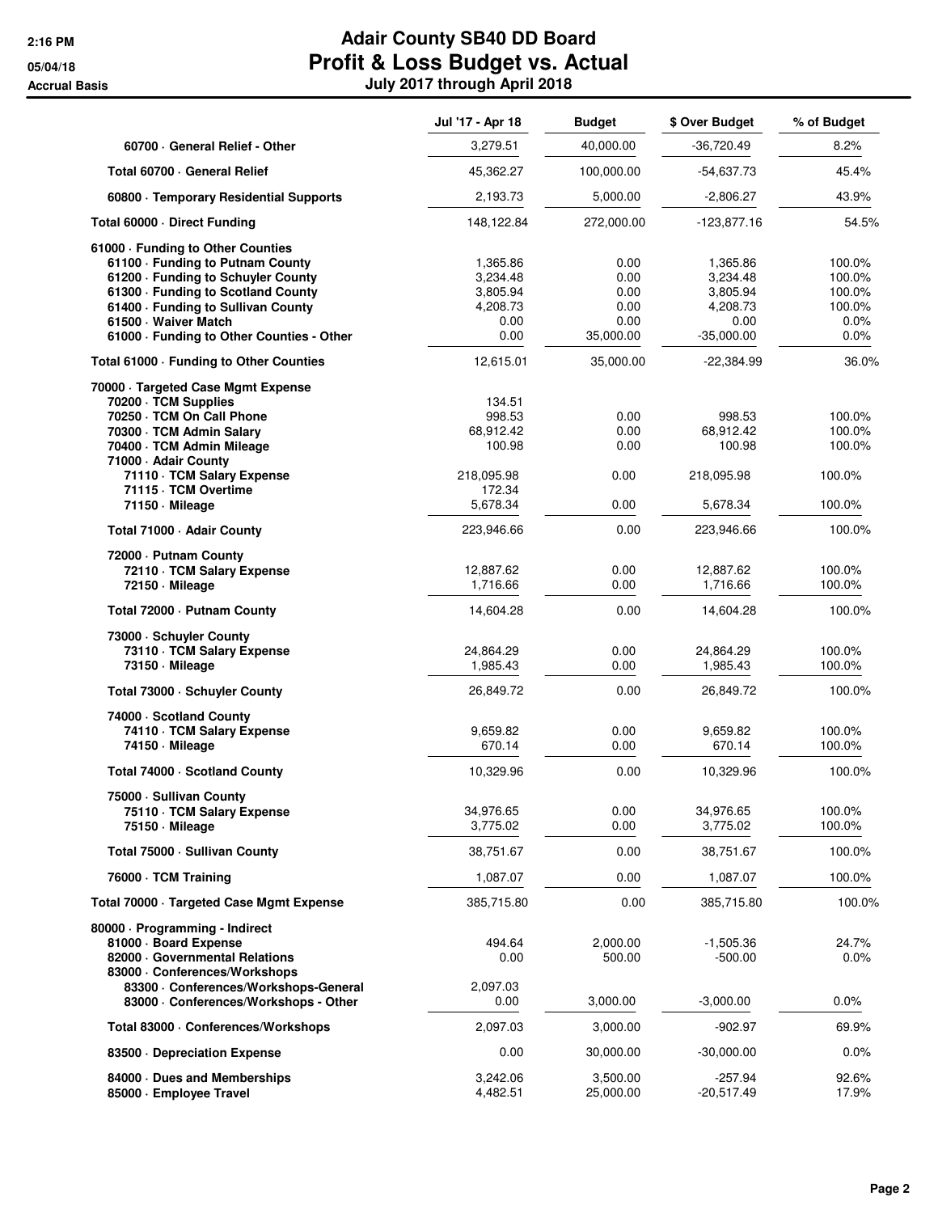# Adair County SB40 DD Board
## Profit & Loss Budget vs. Actual
### July 2017 through April 2018

2:16 PM
05/04/18
Accrual Basis

| | Jul '17 - Apr 18 | Budget | $ Over Budget | % of Budget |
|---|---|---|---|---|
| 60700 · General Relief - Other | 3,279.51 | 40,000.00 | -36,720.49 | 8.2% |
| **Total 60700 · General Relief** | 45,362.27 | 100,000.00 | -54,637.73 | 45.4% |
| 60800 · Temporary Residential Supports | 2,193.73 | 5,000.00 | -2,806.27 | 43.9% |
| **Total 60000 · Direct Funding** | 148,122.84 | 272,000.00 | -123,877.16 | 54.5% |
| 61000 · Funding to Other Counties | | | | |
| 61100 · Funding to Putnam County | 1,365.86 | 0.00 | 1,365.86 | 100.0% |
| 61200 · Funding to Schuyler County | 3,234.48 | 0.00 | 3,234.48 | 100.0% |
| 61300 · Funding to Scotland County | 3,805.94 | 0.00 | 3,805.94 | 100.0% |
| 61400 · Funding to Sullivan County | 4,208.73 | 0.00 | 4,208.73 | 100.0% |
| 61500 · Waiver Match | 0.00 | 0.00 | 0.00 | 0.0% |
| 61000 · Funding to Other Counties - Other | 0.00 | 35,000.00 | -35,000.00 | 0.0% |
| **Total 61000 · Funding to Other Counties** | 12,615.01 | 35,000.00 | -22,384.99 | 36.0% |
| 70000 · Targeted Case Mgmt Expense | | | | |
| 70200 · TCM Supplies | 134.51 | | | |
| 70250 · TCM On Call Phone | 998.53 | 0.00 | 998.53 | 100.0% |
| 70300 · TCM Admin Salary | 68,912.42 | 0.00 | 68,912.42 | 100.0% |
| 70400 · TCM Admin Mileage | 100.98 | 0.00 | 100.98 | 100.0% |
| 71000 · Adair County | | | | |
| 71110 · TCM Salary Expense | 218,095.98 | 0.00 | 218,095.98 | 100.0% |
| 71115 · TCM Overtime | 172.34 | | | |
| 71150 · Mileage | 5,678.34 | 0.00 | 5,678.34 | 100.0% |
| **Total 71000 · Adair County** | 223,946.66 | 0.00 | 223,946.66 | 100.0% |
| 72000 · Putnam County | | | | |
| 72110 · TCM Salary Expense | 12,887.62 | 0.00 | 12,887.62 | 100.0% |
| 72150 · Mileage | 1,716.66 | 0.00 | 1,716.66 | 100.0% |
| **Total 72000 · Putnam County** | 14,604.28 | 0.00 | 14,604.28 | 100.0% |
| 73000 · Schuyler County | | | | |
| 73110 · TCM Salary Expense | 24,864.29 | 0.00 | 24,864.29 | 100.0% |
| 73150 · Mileage | 1,985.43 | 0.00 | 1,985.43 | 100.0% |
| **Total 73000 · Schuyler County** | 26,849.72 | 0.00 | 26,849.72 | 100.0% |
| 74000 · Scotland County | | | | |
| 74110 · TCM Salary Expense | 9,659.82 | 0.00 | 9,659.82 | 100.0% |
| 74150 · Mileage | 670.14 | 0.00 | 670.14 | 100.0% |
| **Total 74000 · Scotland County** | 10,329.96 | 0.00 | 10,329.96 | 100.0% |
| 75000 · Sullivan County | | | | |
| 75110 · TCM Salary Expense | 34,976.65 | 0.00 | 34,976.65 | 100.0% |
| 75150 · Mileage | 3,775.02 | 0.00 | 3,775.02 | 100.0% |
| **Total 75000 · Sullivan County** | 38,751.67 | 0.00 | 38,751.67 | 100.0% |
| 76000 · TCM Training | 1,087.07 | 0.00 | 1,087.07 | 100.0% |
| **Total 70000 · Targeted Case Mgmt Expense** | 385,715.80 | 0.00 | 385,715.80 | 100.0% |
| 80000 · Programming - Indirect | | | | |
| 81000 · Board Expense | 494.64 | 2,000.00 | -1,505.36 | 24.7% |
| 82000 · Governmental Relations | 0.00 | 500.00 | -500.00 | 0.0% |
| 83000 · Conferences/Workshops | | | | |
| 83300 · Conferences/Workshops-General | 2,097.03 | | | |
| 83000 · Conferences/Workshops - Other | 0.00 | 3,000.00 | -3,000.00 | 0.0% |
| **Total 83000 · Conferences/Workshops** | 2,097.03 | 3,000.00 | -902.97 | 69.9% |
| 83500 · Depreciation Expense | 0.00 | 30,000.00 | -30,000.00 | 0.0% |
| 84000 · Dues and Memberships | 3,242.06 | 3,500.00 | -257.94 | 92.6% |
| 85000 · Employee Travel | 4,482.51 | 25,000.00 | -20,517.49 | 17.9% |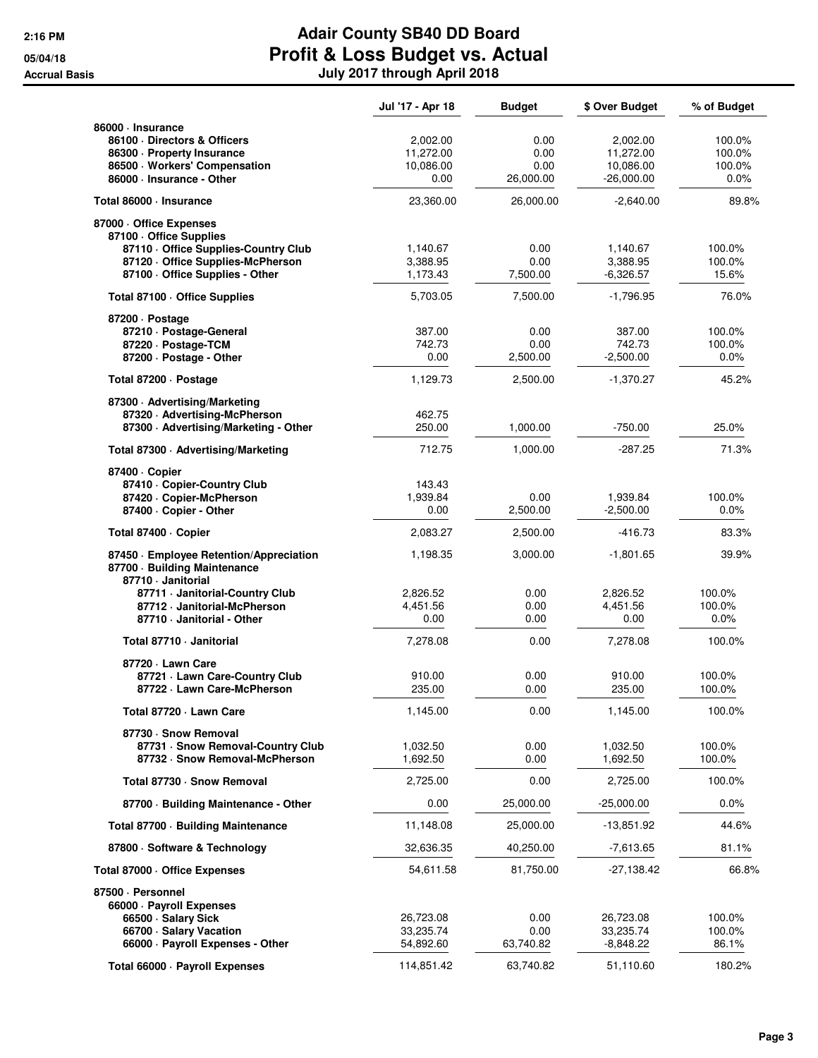# Adair County SB40 DD Board

## Profit & Loss Budget vs. Actual

### July 2017 through April 2018

Accrual Basis

| | Jul '17 - Apr 18 | Budget | $ Over Budget | % of Budget |
|---|---|---|---|---|
| 86000 · Insurance | | | | |
| 86100 · Directors & Officers | 2,002.00 | 0.00 | 2,002.00 | 100.0% |
| 86300 · Property Insurance | 11,272.00 | 0.00 | 11,272.00 | 100.0% |
| 86500 · Workers' Compensation | 10,086.00 | 0.00 | 10,086.00 | 100.0% |
| 86000 · Insurance - Other | 0.00 | 26,000.00 | -26,000.00 | 0.0% |
| **Total 86000 · Insurance** | 23,360.00 | 26,000.00 | -2,640.00 | 89.8% |
| 87000 · Office Expenses | | | | |
| 87100 · Office Supplies | | | | |
| 87110 · Office Supplies-Country Club | 1,140.67 | 0.00 | 1,140.67 | 100.0% |
| 87120 · Office Supplies-McPherson | 3,388.95 | 0.00 | 3,388.95 | 100.0% |
| 87100 · Office Supplies - Other | 1,173.43 | 7,500.00 | -6,326.57 | 15.6% |
| **Total 87100 · Office Supplies** | 5,703.05 | 7,500.00 | -1,796.95 | 76.0% |
| 87200 · Postage | | | | |
| 87210 · Postage-General | 387.00 | 0.00 | 387.00 | 100.0% |
| 87220 · Postage-TCM | 742.73 | 0.00 | 742.73 | 100.0% |
| 87200 · Postage - Other | 0.00 | 2,500.00 | -2,500.00 | 0.0% |
| **Total 87200 · Postage** | 1,129.73 | 2,500.00 | -1,370.27 | 45.2% |
| 87300 · Advertising/Marketing | | | | |
| 87320 · Advertising-McPherson | 462.75 | | | |
| 87300 · Advertising/Marketing - Other | 250.00 | 1,000.00 | -750.00 | 25.0% |
| **Total 87300 · Advertising/Marketing** | 712.75 | 1,000.00 | -287.25 | 71.3% |
| 87400 · Copier | | | | |
| 87410 · Copier-Country Club | 143.43 | | | |
| 87420 · Copier-McPherson | 1,939.84 | 0.00 | 1,939.84 | 100.0% |
| 87400 · Copier - Other | 0.00 | 2,500.00 | -2,500.00 | 0.0% |
| **Total 87400 · Copier** | 2,083.27 | 2,500.00 | -416.73 | 83.3% |
| 87450 · Employee Retention/Appreciation | 1,198.35 | 3,000.00 | -1,801.65 | 39.9% |
| 87700 · Building Maintenance | | | | |
| 87710 · Janitorial | | | | |
| 87711 · Janitorial-Country Club | 2,826.52 | 0.00 | 2,826.52 | 100.0% |
| 87712 · Janitorial-McPherson | 4,451.56 | 0.00 | 4,451.56 | 100.0% |
| 87710 · Janitorial - Other | 0.00 | 0.00 | 0.00 | 0.0% |
| **Total 87710 · Janitorial** | 7,278.08 | 0.00 | 7,278.08 | 100.0% |
| 87720 · Lawn Care | | | | |
| 87721 · Lawn Care-Country Club | 910.00 | 0.00 | 910.00 | 100.0% |
| 87722 · Lawn Care-McPherson | 235.00 | 0.00 | 235.00 | 100.0% |
| **Total 87720 · Lawn Care** | 1,145.00 | 0.00 | 1,145.00 | 100.0% |
| 87730 · Snow Removal | | | | |
| 87731 · Snow Removal-Country Club | 1,032.50 | 0.00 | 1,032.50 | 100.0% |
| 87732 · Snow Removal-McPherson | 1,692.50 | 0.00 | 1,692.50 | 100.0% |
| **Total 87730 · Snow Removal** | 2,725.00 | 0.00 | 2,725.00 | 100.0% |
| 87700 · Building Maintenance - Other | 0.00 | 25,000.00 | -25,000.00 | 0.0% |
| **Total 87700 · Building Maintenance** | 11,148.08 | 25,000.00 | -13,851.92 | 44.6% |
| 87800 · Software & Technology | 32,636.35 | 40,250.00 | -7,613.65 | 81.1% |
| **Total 87000 · Office Expenses** | 54,611.58 | 81,750.00 | -27,138.42 | 66.8% |
| 87500 · Personnel | | | | |
| 66000 · Payroll Expenses | | | | |
| 66500 · Salary Sick | 26,723.08 | 0.00 | 26,723.08 | 100.0% |
| 66700 · Salary Vacation | 33,235.74 | 0.00 | 33,235.74 | 100.0% |
| 66000 · Payroll Expenses - Other | 54,892.60 | 63,740.82 | -8,848.22 | 86.1% |
| **Total 66000 · Payroll Expenses** | 114,851.42 | 63,740.82 | 51,110.60 | 180.2% |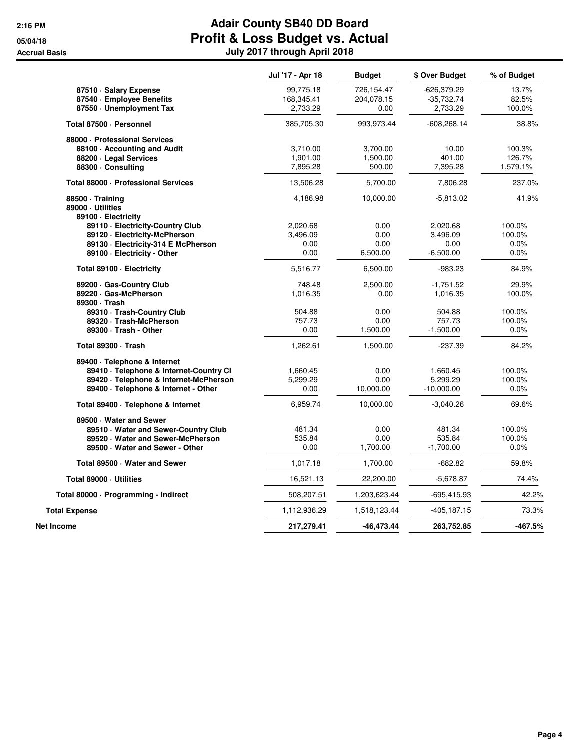# Adair County SB40 DD Board
## Profit & Loss Budget vs. Actual
### July 2017 through April 2018

2:16 PM
05/04/18
Accrual Basis

| | Jul '17 - Apr 18 | Budget | $ Over Budget | % of Budget |
|---|---|---|---|---|
| 87510 · Salary Expense | 99,775.18 | 726,154.47 | -626,379.29 | 13.7% |
| 87540 · Employee Benefits | 168,345.41 | 204,078.15 | -35,732.74 | 82.5% |
| 87550 · Unemployment Tax | 2,733.29 | 0.00 | 2,733.29 | 100.0% |
| **Total 87500 · Personnel** | 385,705.30 | 993,973.44 | -608,268.14 | 38.8% |
| 88000 · Professional Services | | | | |
| 88100 · Accounting and Audit | 3,710.00 | 3,700.00 | 10.00 | 100.3% |
| 88200 · Legal Services | 1,901.00 | 1,500.00 | 401.00 | 126.7% |
| 88300 · Consulting | 7,895.28 | 500.00 | 7,395.28 | 1,579.1% |
| **Total 88000 · Professional Services** | 13,506.28 | 5,700.00 | 7,806.28 | 237.0% |
| 88500 · Training | 4,186.98 | 10,000.00 | -5,813.02 | 41.9% |
| 89000 · Utilities | | | | |
| 89100 · Electricity | | | | |
| 89110 · Electricity-Country Club | 2,020.68 | 0.00 | 2,020.68 | 100.0% |
| 89120 · Electricity-McPherson | 3,496.09 | 0.00 | 3,496.09 | 100.0% |
| 89130 · Electricity-314 E McPherson | 0.00 | 0.00 | 0.00 | 0.0% |
| 89100 · Electricity - Other | 0.00 | 6,500.00 | -6,500.00 | 0.0% |
| **Total 89100 · Electricity** | 5,516.77 | 6,500.00 | -983.23 | 84.9% |
| 89200 · Gas-Country Club | 748.48 | 2,500.00 | -1,751.52 | 29.9% |
| 89220 · Gas-McPherson | 1,016.35 | 0.00 | 1,016.35 | 100.0% |
| 89300 · Trash | | | | |
| 89310 · Trash-Country Club | 504.88 | 0.00 | 504.88 | 100.0% |
| 89320 · Trash-McPherson | 757.73 | 0.00 | 757.73 | 100.0% |
| 89300 · Trash - Other | 0.00 | 1,500.00 | -1,500.00 | 0.0% |
| **Total 89300 · Trash** | 1,262.61 | 1,500.00 | -237.39 | 84.2% |
| 89400 · Telephone & Internet | | | | |
| 89410 · Telephone & Internet-Country Cl | 1,660.45 | 0.00 | 1,660.45 | 100.0% |
| 89420 · Telephone & Internet-McPherson | 5,299.29 | 0.00 | 5,299.29 | 100.0% |
| 89400 · Telephone & Internet - Other | 0.00 | 10,000.00 | -10,000.00 | 0.0% |
| **Total 89400 · Telephone & Internet** | 6,959.74 | 10,000.00 | -3,040.26 | 69.6% |
| 89500 · Water and Sewer | | | | |
| 89510 · Water and Sewer-Country Club | 481.34 | 0.00 | 481.34 | 100.0% |
| 89520 · Water and Sewer-McPherson | 535.84 | 0.00 | 535.84 | 100.0% |
| 89500 · Water and Sewer - Other | 0.00 | 1,700.00 | -1,700.00 | 0.0% |
| **Total 89500 · Water and Sewer** | 1,017.18 | 1,700.00 | -682.82 | 59.8% |
| **Total 89000 · Utilities** | 16,521.13 | 22,200.00 | -5,678.87 | 74.4% |
| **Total 80000 · Programming - Indirect** | 508,207.51 | 1,203,623.44 | -695,415.93 | 42.2% |
| **Total Expense** | 1,112,936.29 | 1,518,123.44 | -405,187.15 | 73.3% |
| **Net Income** | **217,279.41** | **-46,473.44** | **263,752.85** | **-467.5%** |